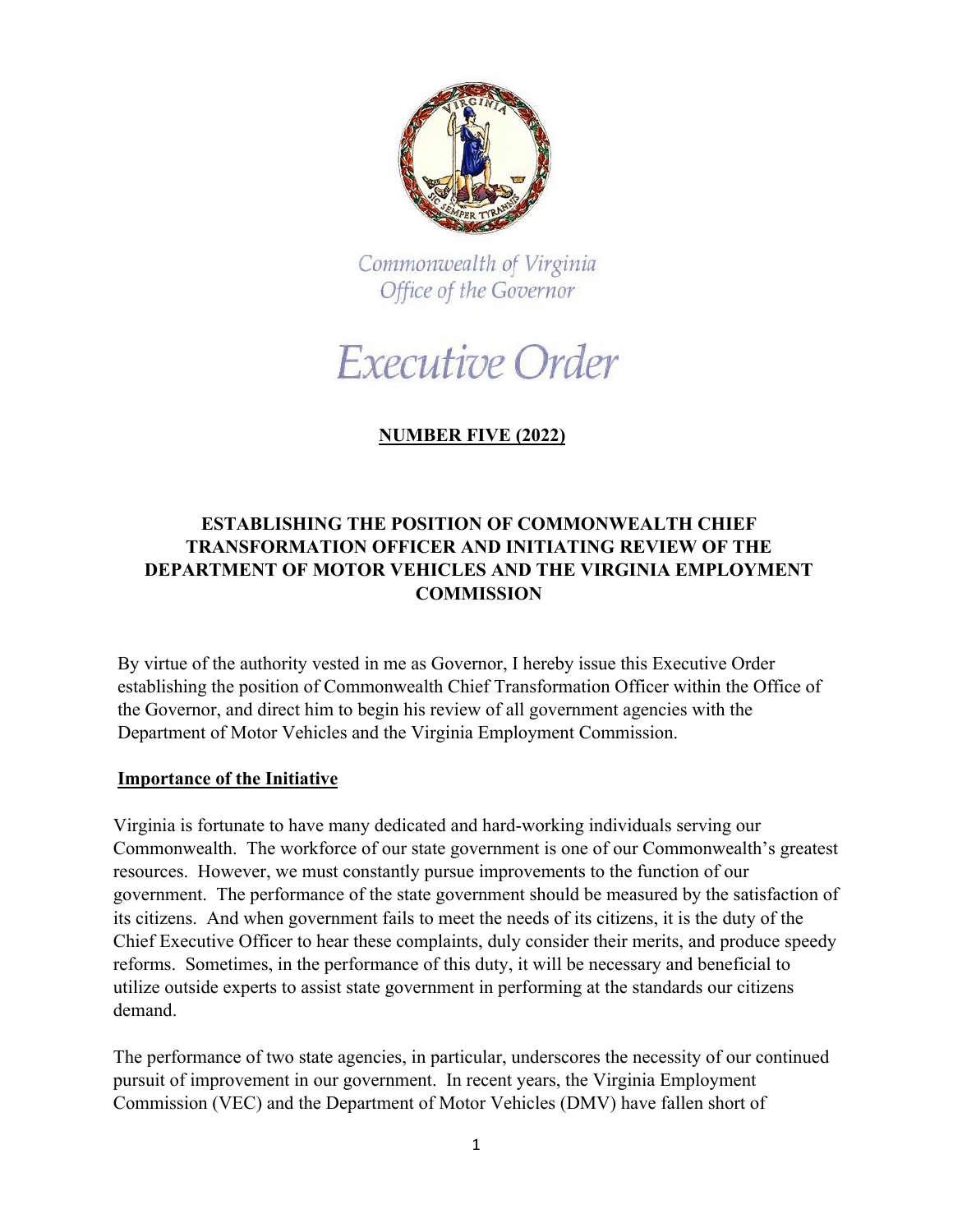Commonwealth of Virginia
Office of the Governor

# Executive Order

## NUMBER FIVE (2022)

## ESTABLISHING THE POSITION OF COMMONWEALTH CHIEF TRANSFORMATION OFFICER AND INITIATING REVIEW OF THE DEPARTMENT OF MOTOR VEHICLES AND THE VIRGINIA EMPLOYMENT COMMISSION

By virtue of the authority vested in me as Governor, I hereby issue this Executive Order establishing the position of Commonwealth Chief Transformation Officer within the Office of the Governor, and direct him to begin his review of all government agencies with the Department of Motor Vehicles and the Virginia Employment Commission.

### Importance of the Initiative

Virginia is fortunate to have many dedicated and hard-working individuals serving our Commonwealth. The workforce of our state government is one of our Commonwealth's greatest resources. However, we must constantly pursue improvements to the function of our government. The performance of the state government should be measured by the satisfaction of its citizens. And when government fails to meet the needs of its citizens, it is the duty of the Chief Executive Officer to hear these complaints, duly consider their merits, and produce speedy reforms. Sometimes, in the performance of this duty, it will be necessary and beneficial to utilize outside experts to assist state government in performing at the standards our citizens demand.

The performance of two state agencies, in particular, underscores the necessity of our continued pursuit of improvement in our government. In recent years, the Virginia Employment Commission (VEC) and the Department of Motor Vehicles (DMV) have fallen short of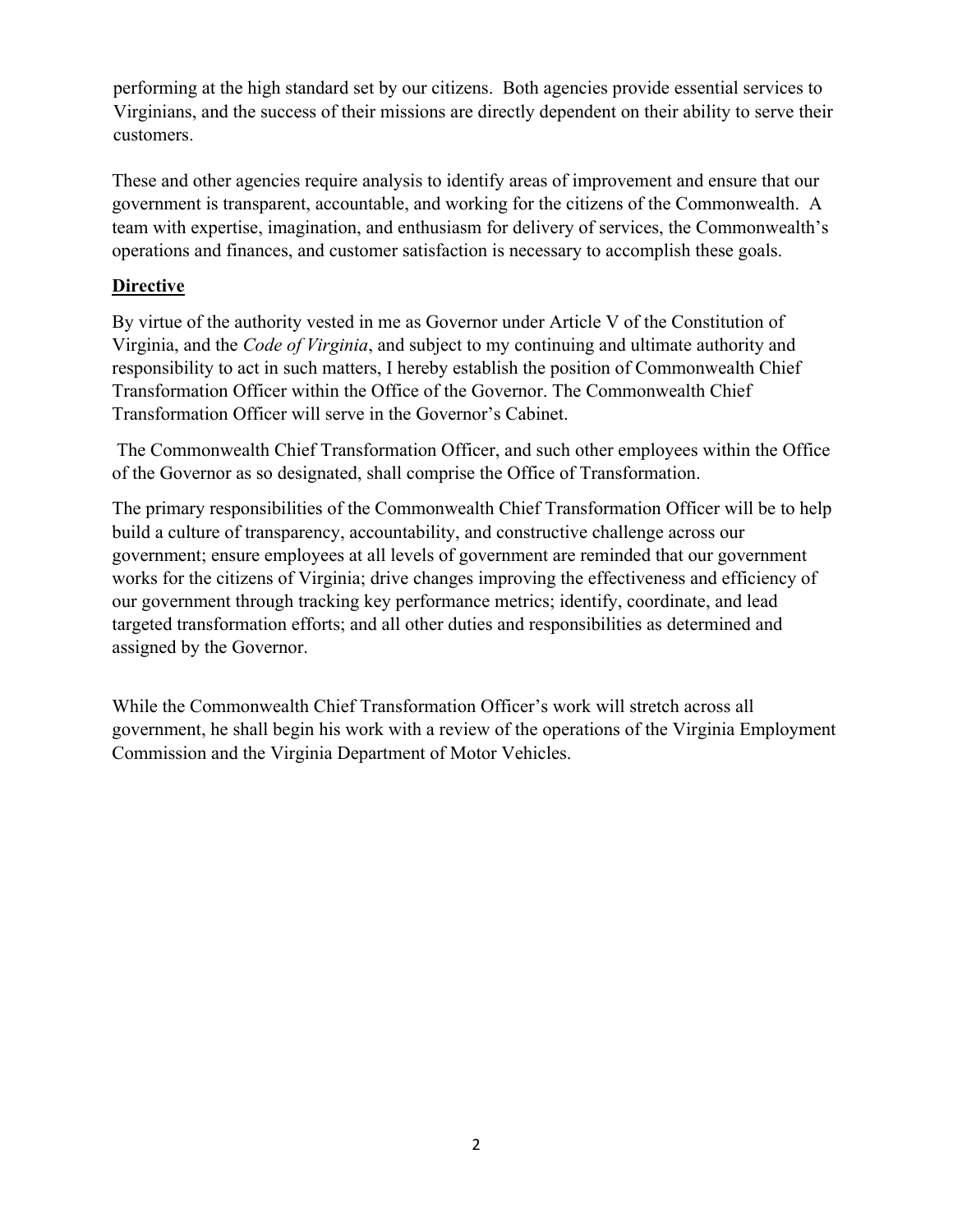performing at the high standard set by our citizens. Both agencies provide essential services to Virginians, and the success of their missions are directly dependent on their ability to serve their customers.

These and other agencies require analysis to identify areas of improvement and ensure that our government is transparent, accountable, and working for the citizens of the Commonwealth. A team with expertise, imagination, and enthusiasm for delivery of services, the Commonwealth's operations and finances, and customer satisfaction is necessary to accomplish these goals.

## **Directive**

By virtue of the authority vested in me as Governor under Article V of the Constitution of Virginia, and the *Code of Virginia*, and subject to my continuing and ultimate authority and responsibility to act in such matters, I hereby establish the position of Commonwealth Chief Transformation Officer within the Office of the Governor. The Commonwealth Chief Transformation Officer will serve in the Governor's Cabinet.

The Commonwealth Chief Transformation Officer, and such other employees within the Office of the Governor as so designated, shall comprise the Office of Transformation.

The primary responsibilities of the Commonwealth Chief Transformation Officer will be to help build a culture of transparency, accountability, and constructive challenge across our government; ensure employees at all levels of government are reminded that our government works for the citizens of Virginia; drive changes improving the effectiveness and efficiency of our government through tracking key performance metrics; identify, coordinate, and lead targeted transformation efforts; and all other duties and responsibilities as determined and assigned by the Governor.

While the Commonwealth Chief Transformation Officer's work will stretch across all government, he shall begin his work with a review of the operations of the Virginia Employment Commission and the Virginia Department of Motor Vehicles.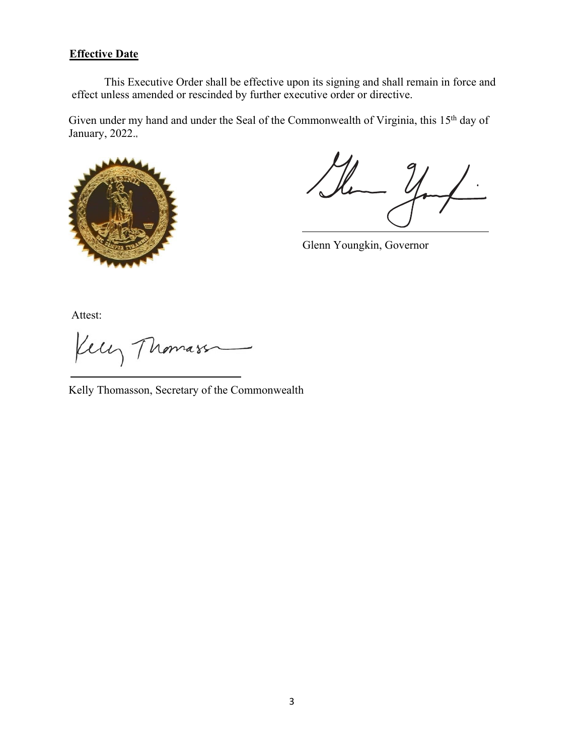**Effective Date**

This Executive Order shall be effective upon its signing and shall remain in force and effect unless amended or rescinded by further executive order or directive.

Given under my hand and under the Seal of the Commonwealth of Virginia, this 15th day of January, 2022.

Glenn Youngkin, Governor

Attest:

Kelly Thomasson, Secretary of the Commonwealth